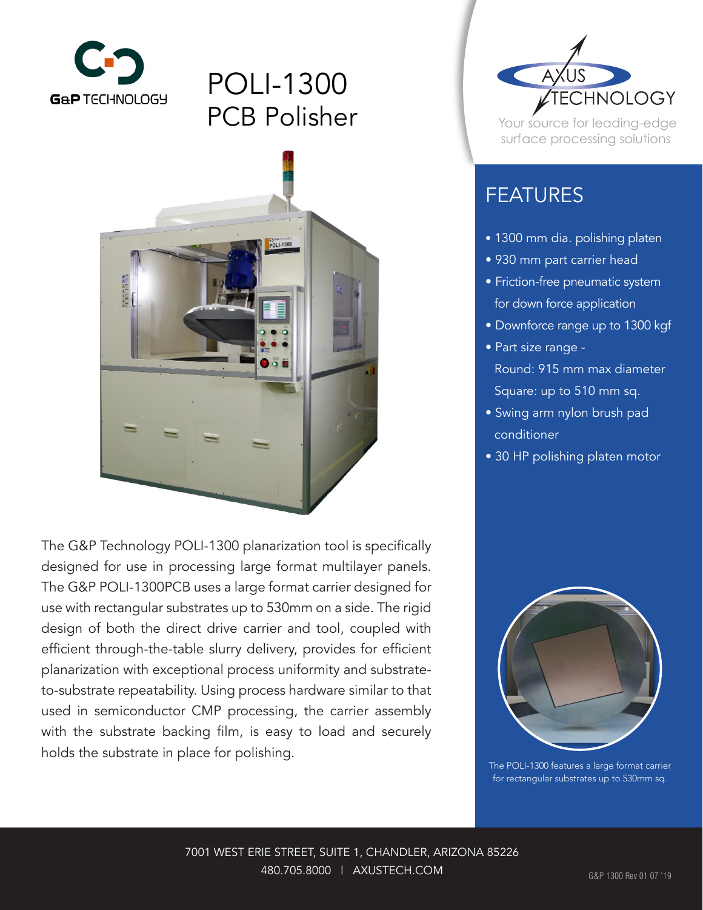G&P TECHNOLOGY

# POLI-1300
# PCB Polisher

AXUS TECHNOLOGY

Your source for leading-edge surface processing solutions

## FEATURES

- 1300 mm dia. polishing platen
- 930 mm part carrier head
- Friction-free pneumatic system for down force application
- Downforce range up to 1300 kgf
- Part size range - Round: 915 mm max diameter Square: up to 510 mm sq.
- Swing arm nylon brush pad conditioner
- 30 HP polishing platen motor

The G&P Technology POLI-1300 planarization tool is specifically designed for use in processing large format multilayer panels. The G&P POLI-1300PCB uses a large format carrier designed for use with rectangular substrates up to 530mm on a side. The rigid design of both the direct drive carrier and tool, coupled with efficient through-the-table slurry delivery, provides for efficient planarization with exceptional process uniformity and substrate-to-substrate repeatability. Using process hardware similar to that used in semiconductor CMP processing, the carrier assembly with the substrate backing film, is easy to load and securely holds the substrate in place for polishing.

The POLI-1300 features a large format carrier for rectangular substrates up to 530mm sq.

7001 WEST ERIE STREET, SUITE 1, CHANDLER, ARIZONA 85226
480.705.8000 | AXUSTECH.COM

G&P 1300 Rev 01 07 '19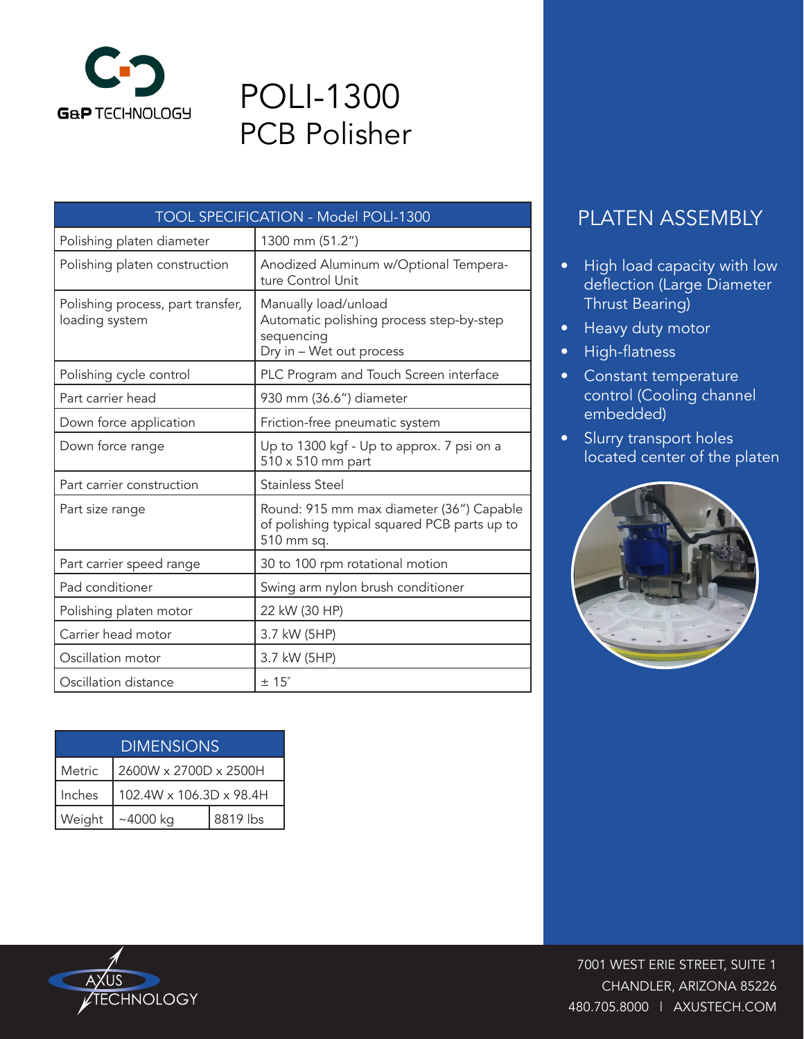G&P TECHNOLOGY

# POLI-1300
## PCB Polisher

| TOOL SPECIFICATION - Model POLI-1300 | |
|---|---|
| Polishing platen diameter | 1300 mm (51.2") |
| Polishing platen construction | Anodized Aluminum w/Optional Temperature Control Unit |
| Polishing process, part transfer, loading system | Manually load/unload<br>Automatic polishing process step-by-step sequencing<br>Dry in – Wet out process |
| Polishing cycle control | PLC Program and Touch Screen interface |
| Part carrier head | 930 mm (36.6") diameter |
| Down force application | Friction-free pneumatic system |
| Down force range | Up to 1300 kgf - Up to approx. 7 psi on a 510 x 510 mm part |
| Part carrier construction | Stainless Steel |
| Part size range | Round: 915 mm max diameter (36") Capable of polishing typical squared PCB parts up to 510 mm sq. |
| Part carrier speed range | 30 to 100 rpm rotational motion |
| Pad conditioner | Swing arm nylon brush conditioner |
| Polishing platen motor | 22 kW (30 HP) |
| Carrier head motor | 3.7 kW (5HP) |
| Oscillation motor | 3.7 kW (5HP) |
| Oscillation distance | ± 15˚ |

| DIMENSIONS | | |
|---|---|---|
| Metric | 2600W x 2700D x 2500H | |
| Inches | 102.4W x 106.3D x 98.4H | |
| Weight | ~4000 kg | 8819 lbs |

## PLATEN ASSEMBLY

- High load capacity with low deflection (Large Diameter Thrust Bearing)
- Heavy duty motor
- High-flatness
- Constant temperature control (Cooling channel embedded)
- Slurry transport holes located center of the platen

AXUS TECHNOLOGY

7001 WEST ERIE STREET, SUITE 1
CHANDLER, ARIZONA 85226
480.705.8000 | AXUSTECH.COM